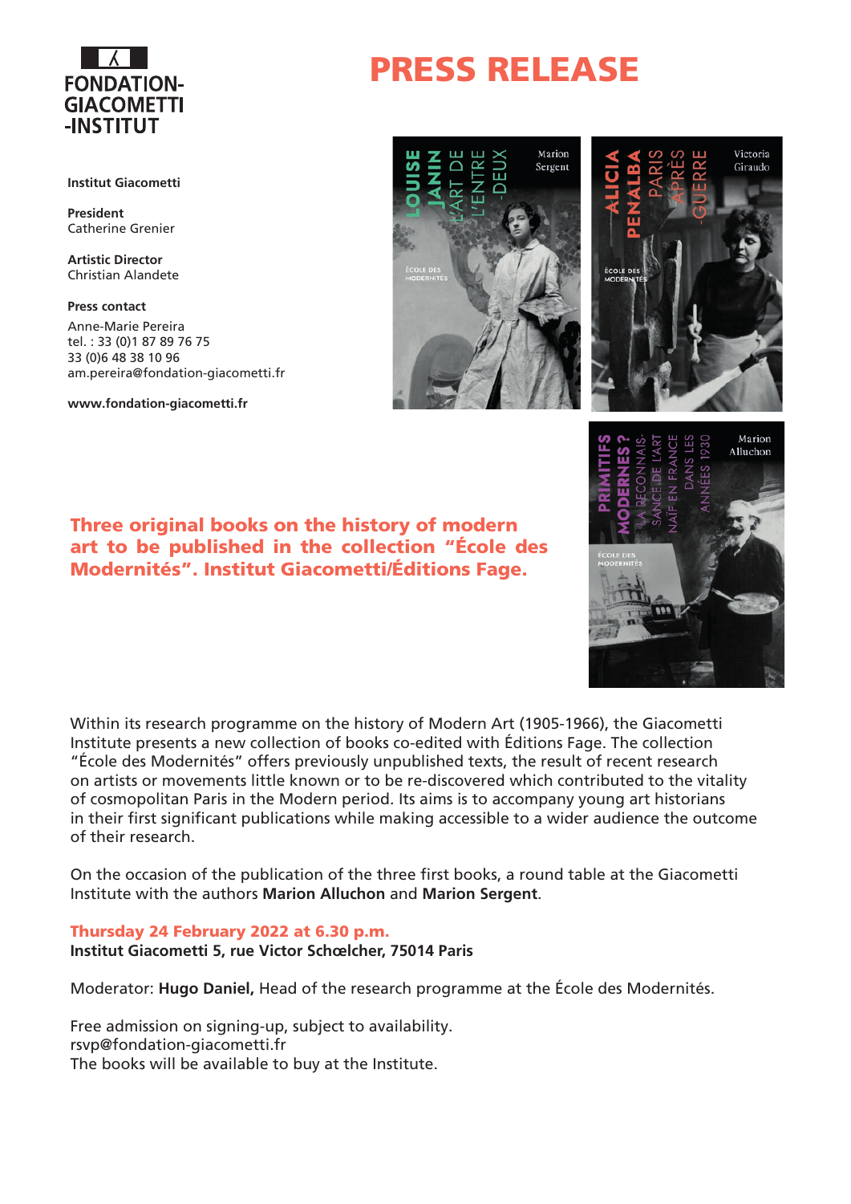FONDATION-GIACOMETTI-INSTITUT

# PRESS RELEASE

**Institut Giacometti**

**President**
Catherine Grenier

**Artistic Director**
Christian Alandete

**Press contact**
Anne-Marie Pereira
tel. : 33 (0)1 87 89 76 75
33 (0)6 48 38 10 96
am.pereira@fondation-giacometti.fr

**www.fondation-giacometti.fr**

## Three original books on the history of modern art to be published in the collection “École des Modernités”. Institut Giacometti/Éditions Fage.

Within its research programme on the history of Modern Art (1905-1966), the Giacometti Institute presents a new collection of books co-edited with Éditions Fage. The collection “École des Modernités” offers previously unpublished texts, the result of recent research on artists or movements little known or to be re-discovered which contributed to the vitality of cosmopolitan Paris in the Modern period. Its aims is to accompany young art historians in their first significant publications while making accessible to a wider audience the outcome of their research.

On the occasion of the publication of the three first books, a round table at the Giacometti Institute with the authors **Marion Alluchon** and **Marion Sergent**.

**Thursday 24 February 2022 at 6.30 p.m.**
**Institut Giacometti 5, rue Victor Schœlcher, 75014 Paris**

Moderator: **Hugo Daniel,** Head of the research programme at the École des Modernités.

Free admission on signing-up, subject to availability.
rsvp@fondation-giacometti.fr
The books will be available to buy at the Institute.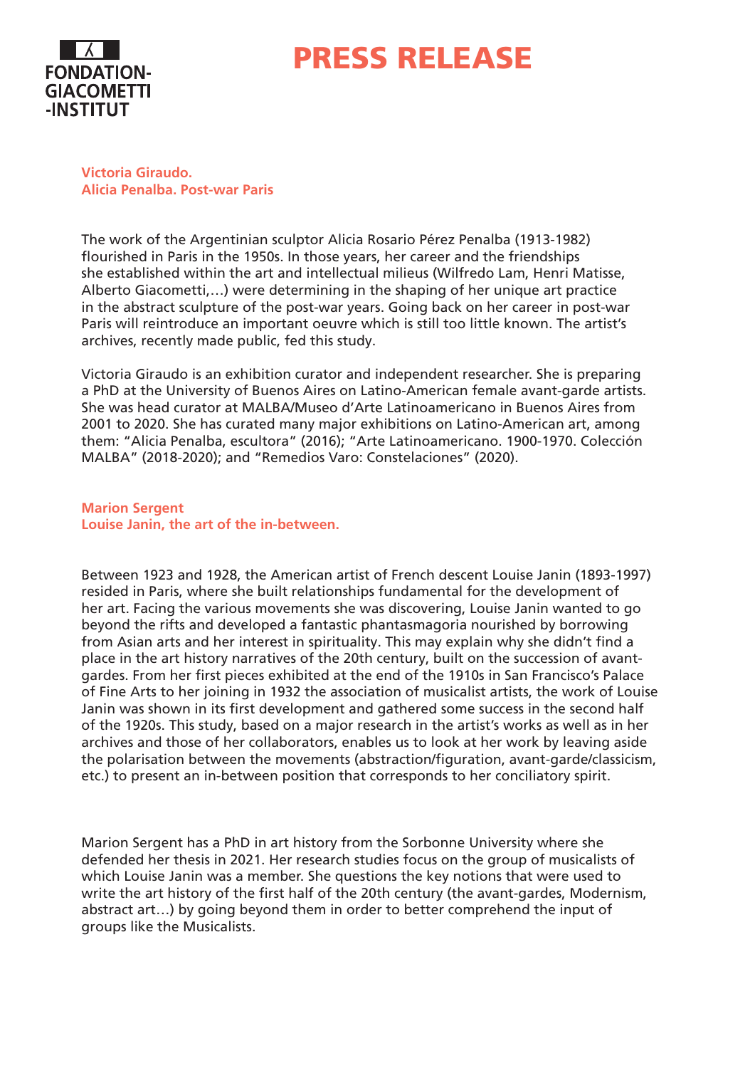**Victoria Giraudo.**
**Alicia Penalba. Post-war Paris**

The work of the Argentinian sculptor Alicia Rosario Pérez Penalba (1913-1982) flourished in Paris in the 1950s. In those years, her career and the friendships she established within the art and intellectual milieus (Wilfredo Lam, Henri Matisse, Alberto Giacometti,…) were determining in the shaping of her unique art practice in the abstract sculpture of the post-war years. Going back on her career in post-war Paris will reintroduce an important oeuvre which is still too little known. The artist's archives, recently made public, fed this study.

Victoria Giraudo is an exhibition curator and independent researcher. She is preparing a PhD at the University of Buenos Aires on Latino-American female avant-garde artists. She was head curator at MALBA/Museo d'Arte Latinoamericano in Buenos Aires from 2001 to 2020. She has curated many major exhibitions on Latino-American art, among them: "Alicia Penalba, escultora" (2016); "Arte Latinoamericano. 1900-1970. Colección MALBA" (2018-2020); and "Remedios Varo: Constelaciones" (2020).

**Marion Sergent**
**Louise Janin, the art of the in-between.**

Between 1923 and 1928, the American artist of French descent Louise Janin (1893-1997) resided in Paris, where she built relationships fundamental for the development of her art. Facing the various movements she was discovering, Louise Janin wanted to go beyond the rifts and developed a fantastic phantasmagoria nourished by borrowing from Asian arts and her interest in spirituality. This may explain why she didn't find a place in the art history narratives of the 20th century, built on the succession of avant-gardes. From her first pieces exhibited at the end of the 1910s in San Francisco's Palace of Fine Arts to her joining in 1932 the association of musicalist artists, the work of Louise Janin was shown in its first development and gathered some success in the second half of the 1920s. This study, based on a major research in the artist's works as well as in her archives and those of her collaborators, enables us to look at her work by leaving aside the polarisation between the movements (abstraction/figuration, avant-garde/classicism, etc.) to present an in-between position that corresponds to her conciliatory spirit.

Marion Sergent has a PhD in art history from the Sorbonne University where she defended her thesis in 2021. Her research studies focus on the group of musicalists of which Louise Janin was a member. She questions the key notions that were used to write the art history of the first half of the 20th century (the avant-gardes, Modernism, abstract art…) by going beyond them in order to better comprehend the input of groups like the Musicalists.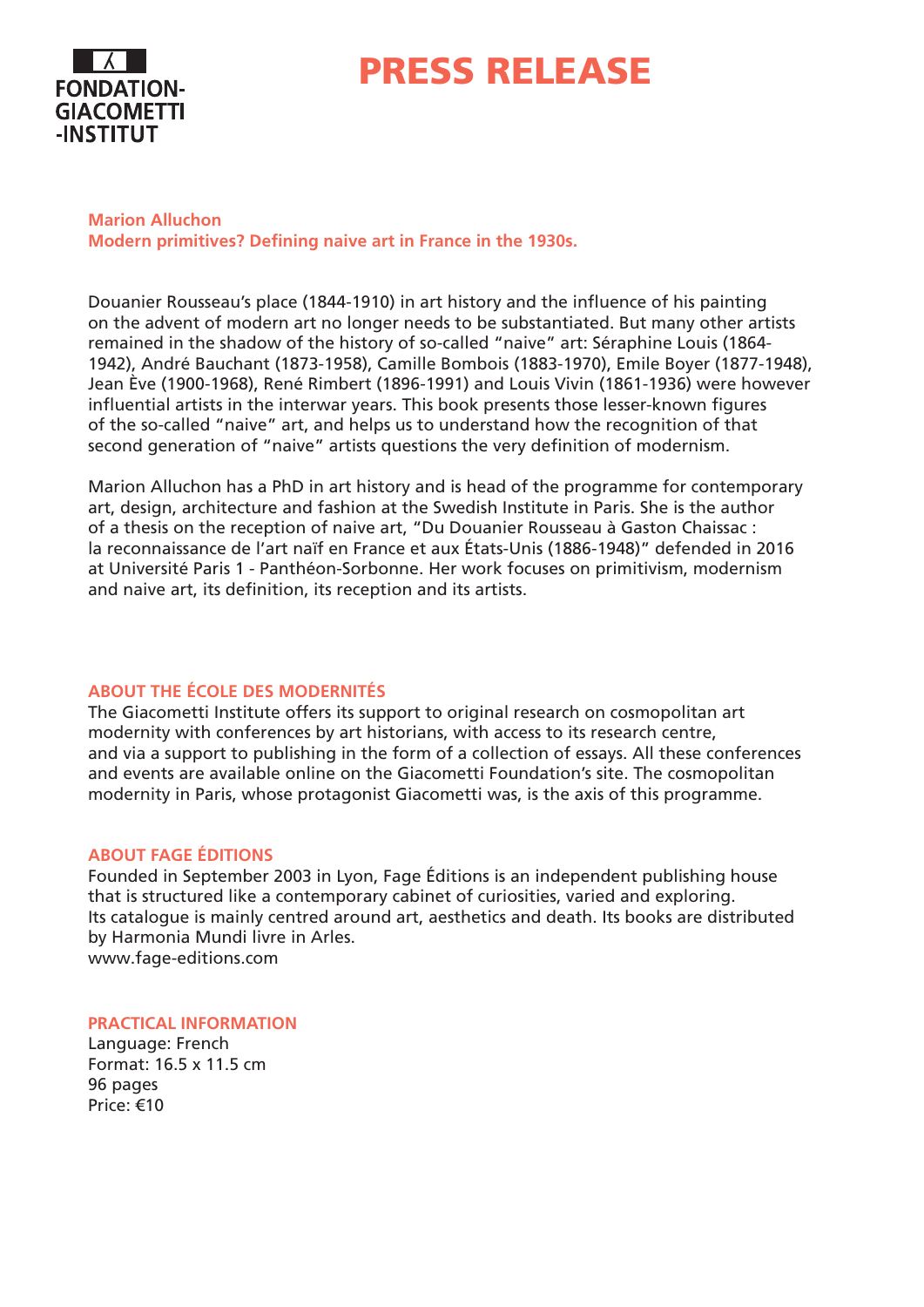FONDATION-
GIACOMETTI
-INSTITUT

# PRESS RELEASE

**Marion Alluchon**
**Modern primitives? Defining naive art in France in the 1930s.**

Douanier Rousseau's place (1844-1910) in art history and the influence of his painting on the advent of modern art no longer needs to be substantiated. But many other artists remained in the shadow of the history of so-called "naive" art: Séraphine Louis (1864-1942), André Bauchant (1873-1958), Camille Bombois (1883-1970), Emile Boyer (1877-1948), Jean Ève (1900-1968), René Rimbert (1896-1991) and Louis Vivin (1861-1936) were however influential artists in the interwar years. This book presents those lesser-known figures of the so-called "naive" art, and helps us to understand how the recognition of that second generation of "naive" artists questions the very definition of modernism.

Marion Alluchon has a PhD in art history and is head of the programme for contemporary art, design, architecture and fashion at the Swedish Institute in Paris. She is the author of a thesis on the reception of naive art, "Du Douanier Rousseau à Gaston Chaissac : la reconnaissance de l'art naïf en France et aux États-Unis (1886-1948)" defended in 2016 at Université Paris 1 - Panthéon-Sorbonne. Her work focuses on primitivism, modernism and naive art, its definition, its reception and its artists.

## ABOUT THE ÉCOLE DES MODERNITÉS

The Giacometti Institute offers its support to original research on cosmopolitan art modernity with conferences by art historians, with access to its research centre, and via a support to publishing in the form of a collection of essays. All these conferences and events are available online on the Giacometti Foundation's site. The cosmopolitan modernity in Paris, whose protagonist Giacometti was, is the axis of this programme.

## ABOUT FAGE ÉDITIONS

Founded in September 2003 in Lyon, Fage Éditions is an independent publishing house that is structured like a contemporary cabinet of curiosities, varied and exploring. Its catalogue is mainly centred around art, aesthetics and death. Its books are distributed by Harmonia Mundi livre in Arles.
www.fage-editions.com

## PRACTICAL INFORMATION

Language: French
Format: 16.5 x 11.5 cm
96 pages
Price: €10